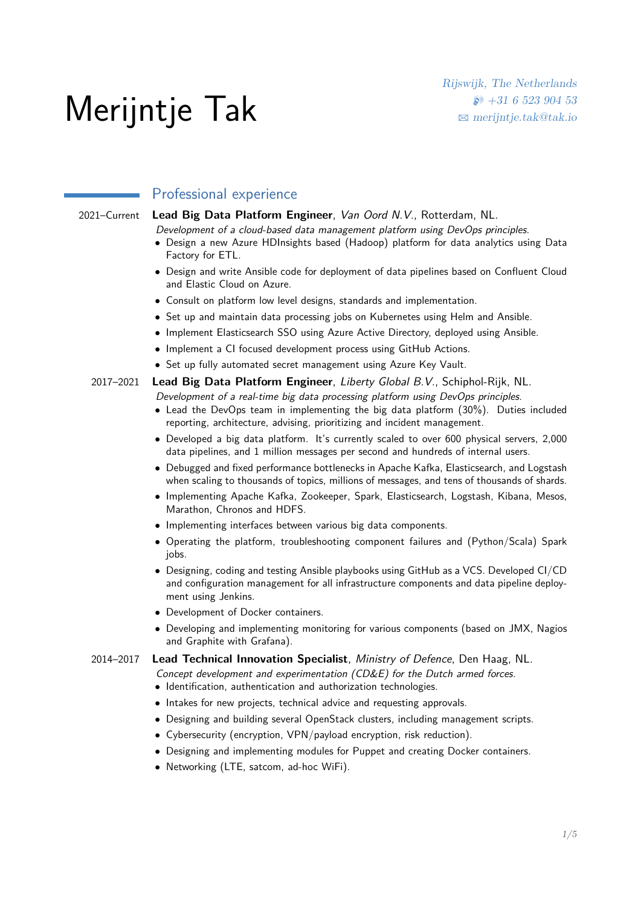# Merijntje Tak

*Rijswijk, The Netherlands*
*+31 6 523 904 53*
*merijntje.tak@tak.io*

## Professional experience

**2021–Current** **Lead Big Data Platform Engineer**, *Van Oord N.V.*, Rotterdam, NL.
*Development of a cloud-based data management platform using DevOps principles.*
- Design a new Azure HDInsights based (Hadoop) platform for data analytics using Data Factory for ETL.
- Design and write Ansible code for deployment of data pipelines based on Confluent Cloud and Elastic Cloud on Azure.
- Consult on platform low level designs, standards and implementation.
- Set up and maintain data processing jobs on Kubernetes using Helm and Ansible.
- Implement Elasticsearch SSO using Azure Active Directory, deployed using Ansible.
- Implement a CI focused development process using GitHub Actions.
- Set up fully automated secret management using Azure Key Vault.

**2017–2021** **Lead Big Data Platform Engineer**, *Liberty Global B.V.*, Schiphol-Rijk, NL.
*Development of a real-time big data processing platform using DevOps principles.*
- Lead the DevOps team in implementing the big data platform (30%). Duties included reporting, architecture, advising, prioritizing and incident management.
- Developed a big data platform. It's currently scaled to over 600 physical servers, 2,000 data pipelines, and 1 million messages per second and hundreds of internal users.
- Debugged and fixed performance bottlenecks in Apache Kafka, Elasticsearch, and Logstash when scaling to thousands of topics, millions of messages, and tens of thousands of shards.
- Implementing Apache Kafka, Zookeeper, Spark, Elasticsearch, Logstash, Kibana, Mesos, Marathon, Chronos and HDFS.
- Implementing interfaces between various big data components.
- Operating the platform, troubleshooting component failures and (Python/Scala) Spark jobs.
- Designing, coding and testing Ansible playbooks using GitHub as a VCS. Developed CI/CD and configuration management for all infrastructure components and data pipeline deployment using Jenkins.
- Development of Docker containers.
- Developing and implementing monitoring for various components (based on JMX, Nagios and Graphite with Grafana).

**2014–2017** **Lead Technical Innovation Specialist**, *Ministry of Defence*, Den Haag, NL.
*Concept development and experimentation (CD&E) for the Dutch armed forces.*
- Identification, authentication and authorization technologies.
- Intakes for new projects, technical advice and requesting approvals.
- Designing and building several OpenStack clusters, including management scripts.
- Cybersecurity (encryption, VPN/payload encryption, risk reduction).
- Designing and implementing modules for Puppet and creating Docker containers.
- Networking (LTE, satcom, ad-hoc WiFi).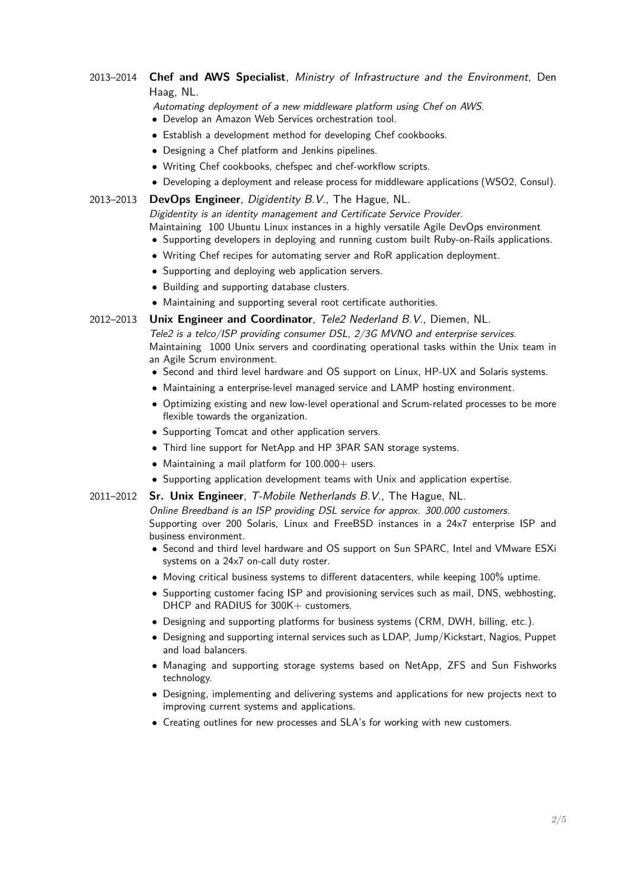2013–2014 **Chef and AWS Specialist**, *Ministry of Infrastructure and the Environment*, Den Haag, NL.

*Automating deployment of a new middleware platform using Chef on AWS.*

- Develop an Amazon Web Services orchestration tool.
- Establish a development method for developing Chef cookbooks.
- Designing a Chef platform and Jenkins pipelines.
- Writing Chef cookbooks, chefspec and chef-workflow scripts.
- Developing a deployment and release process for middleware applications (WSO2, Consul).

2013–2013 **DevOps Engineer**, *Digidentity B.V.*, The Hague, NL.

*Digidentity is an identity management and Certificate Service Provider.*

Maintaining 100 Ubuntu Linux instances in a highly versatile Agile DevOps environment

- Supporting developers in deploying and running custom built Ruby-on-Rails applications.
- Writing Chef recipes for automating server and RoR application deployment.
- Supporting and deploying web application servers.
- Building and supporting database clusters.
- Maintaining and supporting several root certificate authorities.

2012–2013 **Unix Engineer and Coordinator**, *Tele2 Nederland B.V.*, Diemen, NL.

*Tele2 is a telco/ISP providing consumer DSL, 2/3G MVNO and enterprise services.*

Maintaining 1000 Unix servers and coordinating operational tasks within the Unix team in an Agile Scrum environment.

- Second and third level hardware and OS support on Linux, HP-UX and Solaris systems.
- Maintaining a enterprise-level managed service and LAMP hosting environment.
- Optimizing existing and new low-level operational and Scrum-related processes to be more flexible towards the organization.
- Supporting Tomcat and other application servers.
- Third line support for NetApp and HP 3PAR SAN storage systems.
- Maintaining a mail platform for 100.000+ users.
- Supporting application development teams with Unix and application expertise.

2011–2012 **Sr. Unix Engineer**, *T-Mobile Netherlands B.V.*, The Hague, NL.

*Online Breedband is an ISP providing DSL service for approx. 300.000 customers.*

Supporting over 200 Solaris, Linux and FreeBSD instances in a 24x7 enterprise ISP and business environment.

- Second and third level hardware and OS support on Sun SPARC, Intel and VMware ESXi systems on a 24x7 on-call duty roster.
- Moving critical business systems to different datacenters, while keeping 100% uptime.
- Supporting customer facing ISP and provisioning services such as mail, DNS, webhosting, DHCP and RADIUS for 300K+ customers.
- Designing and supporting platforms for business systems (CRM, DWH, billing, etc.).
- Designing and supporting internal services such as LDAP, Jump/Kickstart, Nagios, Puppet and load balancers.
- Managing and supporting storage systems based on NetApp, ZFS and Sun Fishworks technology.
- Designing, implementing and delivering systems and applications for new projects next to improving current systems and applications.
- Creating outlines for new processes and SLA's for working with new customers.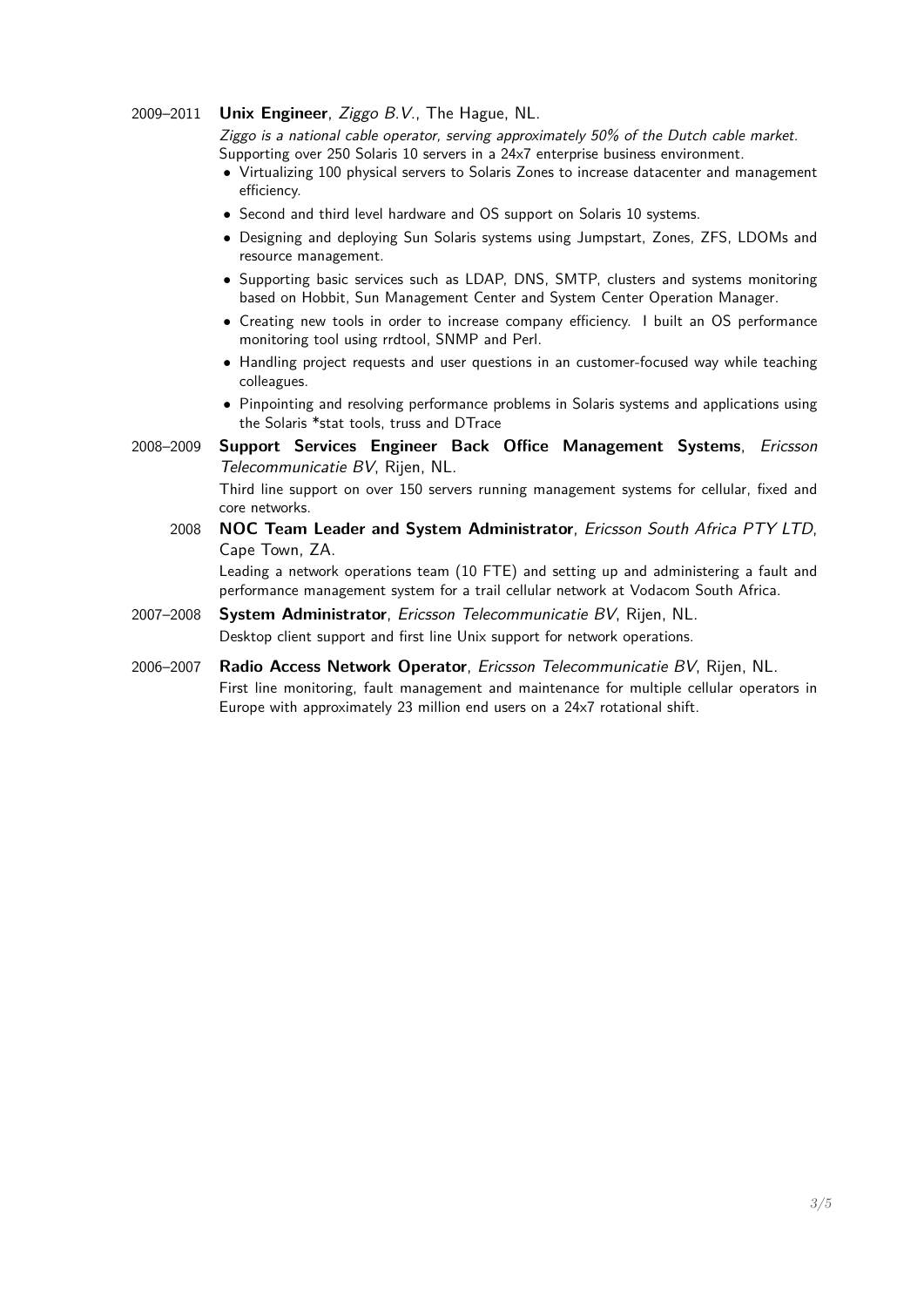2009–2011 **Unix Engineer**, *Ziggo B.V.*, The Hague, NL.

*Ziggo is a national cable operator, serving approximately 50% of the Dutch cable market.*
Supporting over 250 Solaris 10 servers in a 24x7 enterprise business environment.

- Virtualizing 100 physical servers to Solaris Zones to increase datacenter and management efficiency.
- Second and third level hardware and OS support on Solaris 10 systems.
- Designing and deploying Sun Solaris systems using Jumpstart, Zones, ZFS, LDOMs and resource management.
- Supporting basic services such as LDAP, DNS, SMTP, clusters and systems monitoring based on Hobbit, Sun Management Center and System Center Operation Manager.
- Creating new tools in order to increase company efficiency. I built an OS performance monitoring tool using rrdtool, SNMP and Perl.
- Handling project requests and user questions in an customer-focused way while teaching colleagues.
- Pinpointing and resolving performance problems in Solaris systems and applications using the Solaris *stat tools, truss and DTrace

2008–2009 **Support Services Engineer Back Office Management Systems**, *Ericsson Telecommunicatie BV*, Rijen, NL.

Third line support on over 150 servers running management systems for cellular, fixed and core networks.

2008 **NOC Team Leader and System Administrator**, *Ericsson South Africa PTY LTD*, Cape Town, ZA.

Leading a network operations team (10 FTE) and setting up and administering a fault and performance management system for a trail cellular network at Vodacom South Africa.

2007–2008 **System Administrator**, *Ericsson Telecommunicatie BV*, Rijen, NL.

Desktop client support and first line Unix support for network operations.

2006–2007 **Radio Access Network Operator**, *Ericsson Telecommunicatie BV*, Rijen, NL.

First line monitoring, fault management and maintenance for multiple cellular operators in Europe with approximately 23 million end users on a 24x7 rotational shift.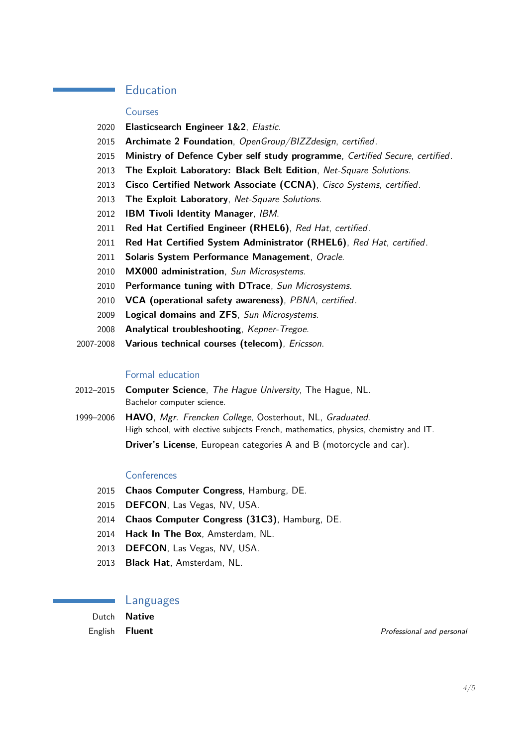## Education

### Courses

- 2020 **Elasticsearch Engineer 1&2**, *Elastic*.
- 2015 **Archimate 2 Foundation**, *OpenGroup/BIZZdesign*, *certified*.
- 2015 **Ministry of Defence Cyber self study programme**, *Certified Secure*, *certified*.
- 2013 **The Exploit Laboratory: Black Belt Edition**, *Net-Square Solutions*.
- 2013 **Cisco Certified Network Associate (CCNA)**, *Cisco Systems*, *certified*.
- 2013 **The Exploit Laboratory**, *Net-Square Solutions*.
- 2012 **IBM Tivoli Identity Manager**, *IBM*.
- 2011 **Red Hat Certified Engineer (RHEL6)**, *Red Hat*, *certified*.
- 2011 **Red Hat Certified System Administrator (RHEL6)**, *Red Hat*, *certified*.
- 2011 **Solaris System Performance Management**, *Oracle*.
- 2010 **MX000 administration**, *Sun Microsystems*.
- 2010 **Performance tuning with DTrace**, *Sun Microsystems*.
- 2010 **VCA (operational safety awareness)**, *PBNA*, *certified*.
- 2009 **Logical domains and ZFS**, *Sun Microsystems*.
- 2008 **Analytical troubleshooting**, *Kepner-Tregoe*.
- 2007-2008 **Various technical courses (telecom)**, *Ericsson*.

### Formal education

- 2012–2015 **Computer Science**, *The Hague University*, The Hague, NL.
  Bachelor computer science.
- 1999–2006 **HAVO**, *Mgr. Frencken College*, Oosterhout, NL, *Graduated*.
  High school, with elective subjects French, mathematics, physics, chemistry and IT.

**Driver's License**, European categories A and B (motorcycle and car).

### Conferences

- 2015 **Chaos Computer Congress**, Hamburg, DE.
- 2015 **DEFCON**, Las Vegas, NV, USA.
- 2014 **Chaos Computer Congress (31C3)**, Hamburg, DE.
- 2014 **Hack In The Box**, Amsterdam, NL.
- 2013 **DEFCON**, Las Vegas, NV, USA.
- 2013 **Black Hat**, Amsterdam, NL.

## Languages

- Dutch **Native**
- English **Fluent** *Professional and personal*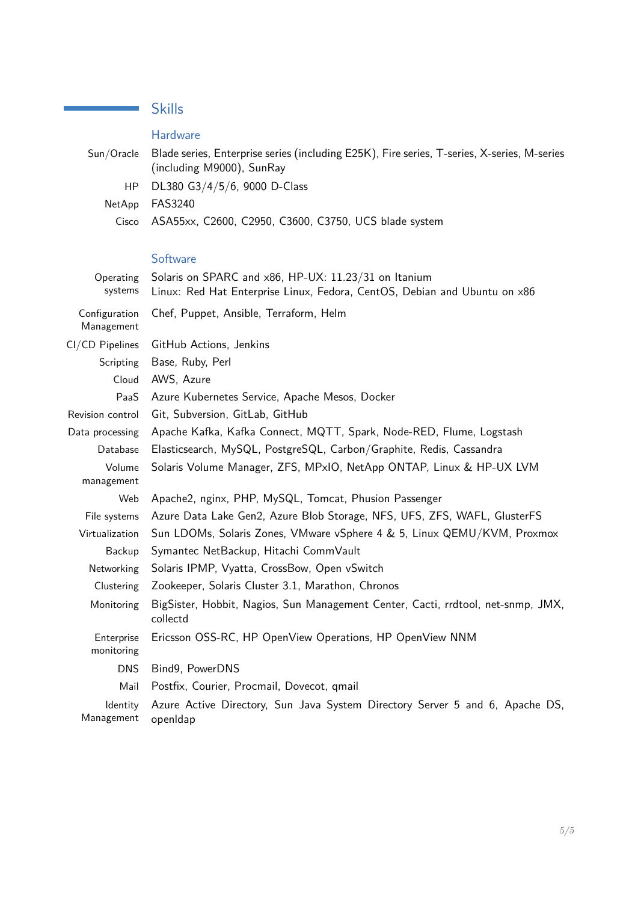## Skills

### Hardware

| | |
|---|---|
| Sun/Oracle | Blade series, Enterprise series (including E25K), Fire series, T-series, X-series, M-series (including M9000), SunRay |
| HP | DL380 G3/4/5/6, 9000 D-Class |
| NetApp | FAS3240 |
| Cisco | ASA55xx, C2600, C2950, C3600, C3750, UCS blade system |

### Software

| | |
|---|---|
| Operating systems | Solaris on SPARC and x86, HP-UX: 11.23/31 on Itanium<br>Linux: Red Hat Enterprise Linux, Fedora, CentOS, Debian and Ubuntu on x86 |
| Configuration Management | Chef, Puppet, Ansible, Terraform, Helm |
| CI/CD Pipelines | GitHub Actions, Jenkins |
| Scripting | Base, Ruby, Perl |
| Cloud | AWS, Azure |
| PaaS | Azure Kubernetes Service, Apache Mesos, Docker |
| Revision control | Git, Subversion, GitLab, GitHub |
| Data processing | Apache Kafka, Kafka Connect, MQTT, Spark, Node-RED, Flume, Logstash |
| Database | Elasticsearch, MySQL, PostgreSQL, Carbon/Graphite, Redis, Cassandra |
| Volume management | Solaris Volume Manager, ZFS, MPxIO, NetApp ONTAP, Linux & HP-UX LVM |
| Web | Apache2, nginx, PHP, MySQL, Tomcat, Phusion Passenger |
| File systems | Azure Data Lake Gen2, Azure Blob Storage, NFS, UFS, ZFS, WAFL, GlusterFS |
| Virtualization | Sun LDOMs, Solaris Zones, VMware vSphere 4 & 5, Linux QEMU/KVM, Proxmox |
| Backup | Symantec NetBackup, Hitachi CommVault |
| Networking | Solaris IPMP, Vyatta, CrossBow, Open vSwitch |
| Clustering | Zookeeper, Solaris Cluster 3.1, Marathon, Chronos |
| Monitoring | BigSister, Hobbit, Nagios, Sun Management Center, Cacti, rrdtool, net-snmp, JMX, collectd |
| Enterprise monitoring | Ericsson OSS-RC, HP OpenView Operations, HP OpenView NNM |
| DNS | Bind9, PowerDNS |
| Mail | Postfix, Courier, Procmail, Dovecot, qmail |
| Identity Management | Azure Active Directory, Sun Java System Directory Server 5 and 6, Apache DS, openldap |